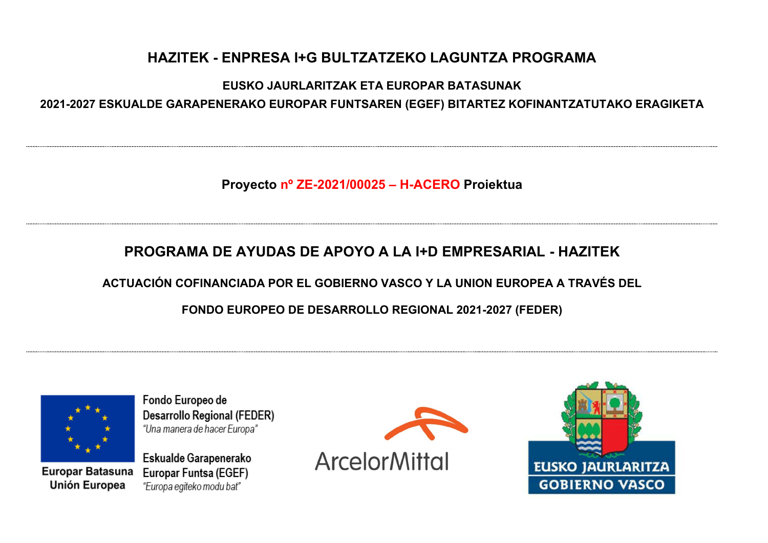# HAZITEK - ENPRESA I+G BULTZATZEKO LAGUNTZA PROGRAMA

**EUSKO JAURLARITZAK ETA EUROPAR BATASUNAK**

**2021-2027 ESKUALDE GARAPENERAKO EUROPAR FUNTSAREN (EGEF) BITARTEZ KOFINANTZATUTAKO ERAGIKETA**

---

**Proyecto nº ZE-2021/00025 – H-ACERO Proiektua**

---

# PROGRAMA DE AYUDAS DE APOYO A LA I+D EMPRESARIAL - HAZITEK

**ACTUACIÓN COFINANCIADA POR EL GOBIERNO VASCO Y LA UNION EUROPEA A TRAVÉS DEL**

**FONDO EUROPEO DE DESARROLLO REGIONAL 2021-2027 (FEDER)**

---

Europar Batasuna
Unión Europea

Fondo Europeo de Desarrollo Regional (FEDER)
*"Una manera de hacer Europa"*

Eskualde Garapenerako Europar Funtsa (EGEF)
*"Europa egiteko modu bat"*

ArcelorMittal

EUSKO JAURLARITZA
GOBIERNO VASCO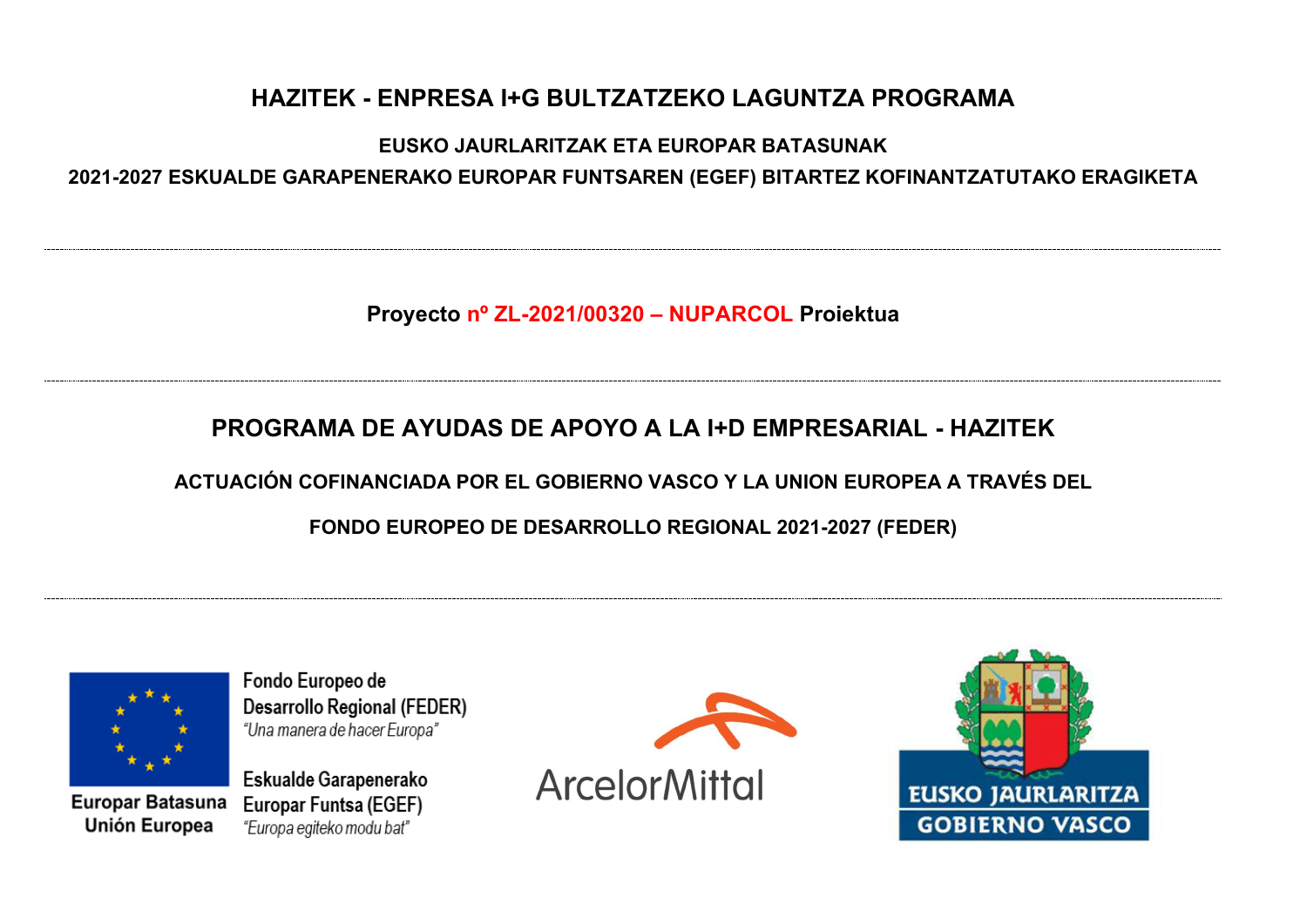# HAZITEK - ENPRESA I+G BULTZATZEKO LAGUNTZA PROGRAMA

**EUSKO JAURLARITZAK ETA EUROPAR BATASUNAK**

**2021-2027 ESKUALDE GARAPENERAKO EUROPAR FUNTSAREN (EGEF) BITARTEZ KOFINANTZATUTAKO ERAGIKETA**

---

**Proyecto nº ZL-2021/00320 – NUPARCOL Proiektua**

---

# PROGRAMA DE AYUDAS DE APOYO A LA I+D EMPRESARIAL - HAZITEK

**ACTUACIÓN COFINANCIADA POR EL GOBIERNO VASCO Y LA UNION EUROPEA A TRAVÉS DEL**

**FONDO EUROPEO DE DESARROLLO REGIONAL 2021-2027 (FEDER)**

---

Fondo Europeo de Desarrollo Regional (FEDER)
*"Una manera de hacer Europa"*

Eskualde Garapenerako Europar Funtsa (EGEF)
*"Europa egiteko modu bat"*

Europar Batasuna
Unión Europea

ArcelorMittal

EUSKO JAURLARITZA
GOBIERNO VASCO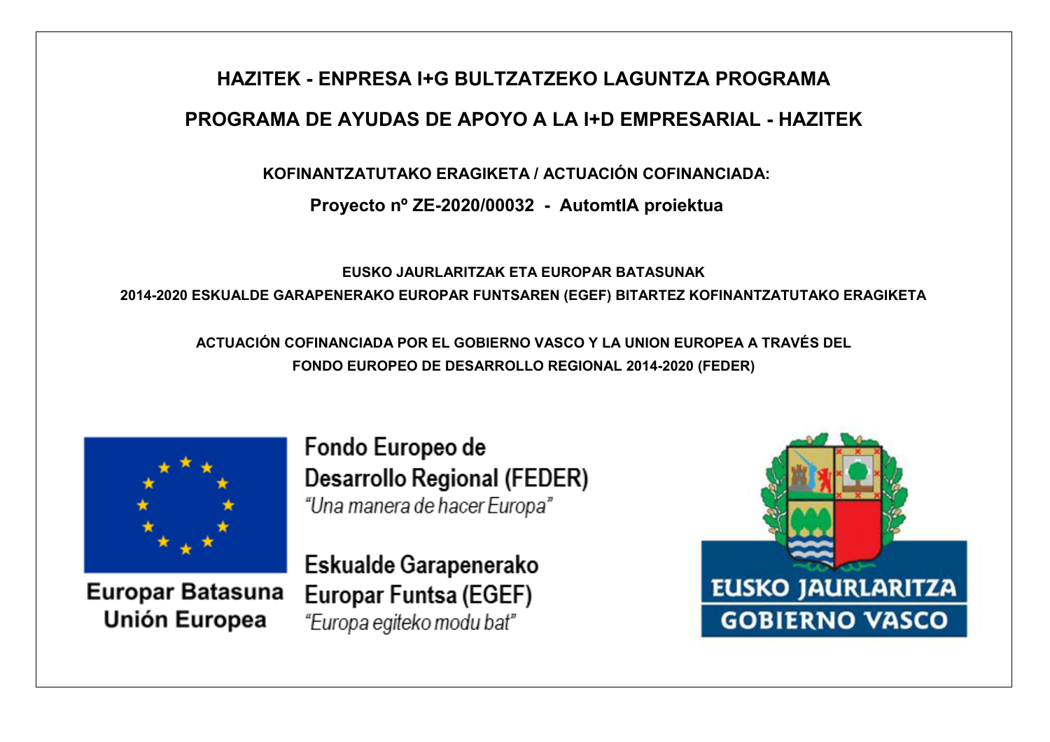# HAZITEK - ENPRESA I+G BULTZATZEKO LAGUNTZA PROGRAMA

# PROGRAMA DE AYUDAS DE APOYO A LA I+D EMPRESARIAL - HAZITEK

**KOFINANTZATUTAKO ERAGIKETA / ACTUACIÓN COFINANCIADA:**

**Proyecto nº ZE-2020/00032 - AutomtIA proiektua**

**EUSKO JAURLARITZAK ETA EUROPAR BATASUNAK**

**2014-2020 ESKUALDE GARAPENERAKO EUROPAR FUNTSAREN (EGEF) BITARTEZ KOFINANTZATUTAKO ERAGIKETA**

**ACTUACIÓN COFINANCIADA POR EL GOBIERNO VASCO Y LA UNION EUROPEA A TRAVÉS DEL FONDO EUROPEO DE DESARROLLO REGIONAL 2014-2020 (FEDER)**

Europar Batasuna
Unión Europea

Fondo Europeo de Desarrollo Regional (FEDER)
*"Una manera de hacer Europa"*

Eskualde Garapenerako Europar Funtsa (EGEF)
*"Europa egiteko modu bat"*

EUSKO JAURLARITZA
GOBIERNO VASCO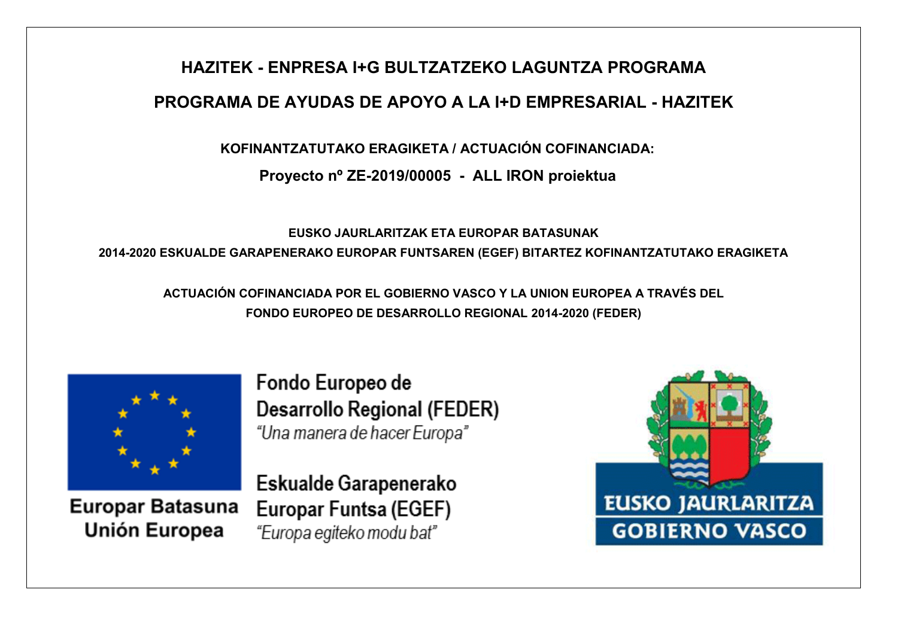# HAZITEK - ENPRESA I+G BULTZATZEKO LAGUNTZA PROGRAMA

# PROGRAMA DE AYUDAS DE APOYO A LA I+D EMPRESARIAL - HAZITEK

**KOFINANTZATUTAKO ERAGIKETA / ACTUACIÓN COFINANCIADA:**

**Proyecto nº ZE-2019/00005 - ALL IRON proiektua**

**EUSKO JAURLARITZAK ETA EUROPAR BATASUNAK**

**2014-2020 ESKUALDE GARAPENERAKO EUROPAR FUNTSAREN (EGEF) BITARTEZ KOFINANTZATUTAKO ERAGIKETA**

**ACTUACIÓN COFINANCIADA POR EL GOBIERNO VASCO Y LA UNION EUROPEA A TRAVÉS DEL FONDO EUROPEO DE DESARROLLO REGIONAL 2014-2020 (FEDER)**

Europar Batasuna
Unión Europea

Fondo Europeo de Desarrollo Regional (FEDER)
*"Una manera de hacer Europa"*

Eskualde Garapenerako Europar Funtsa (EGEF)
*"Europa egiteko modu bat"*

EUSKO JAURLARITZA
GOBIERNO VASCO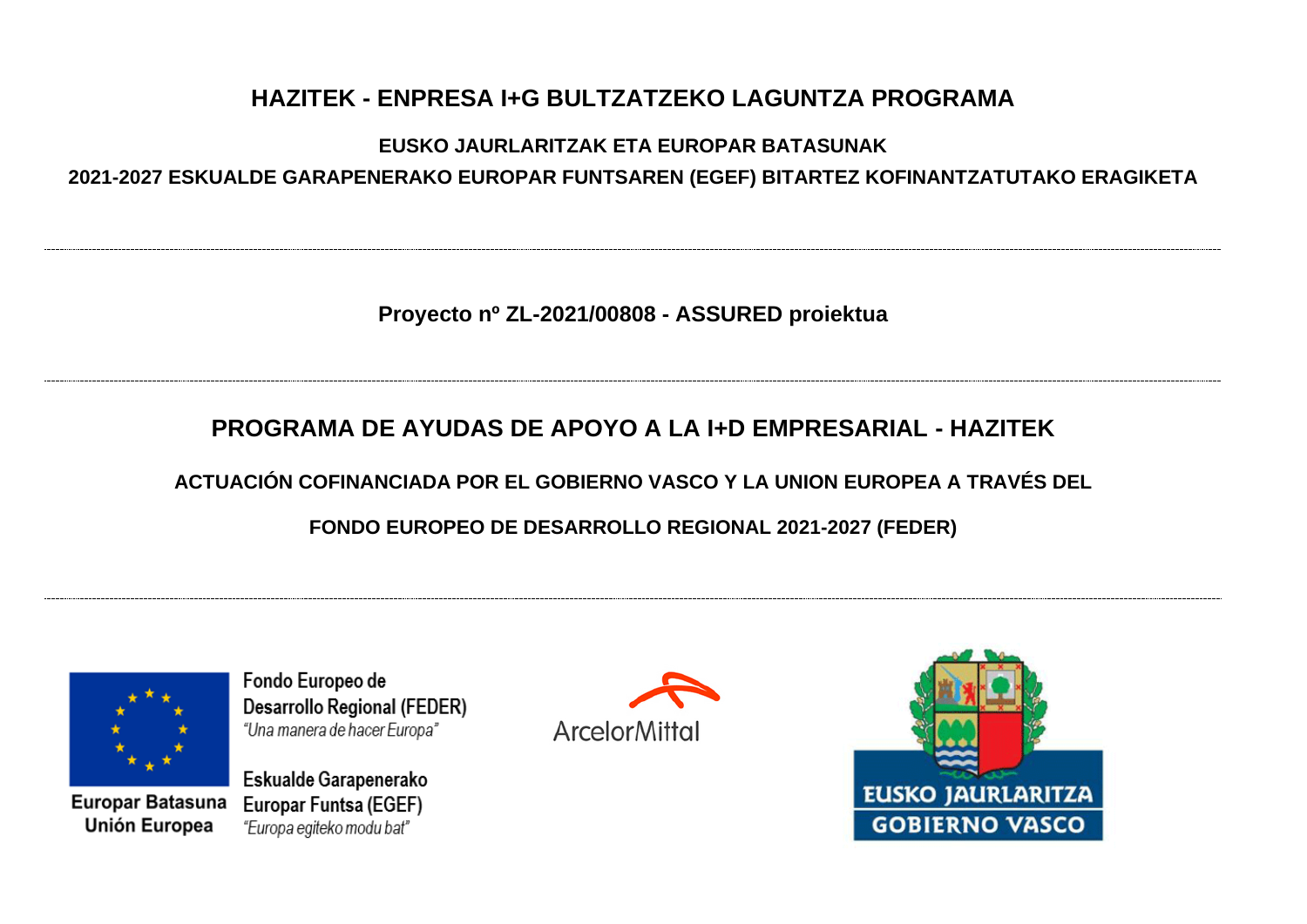# HAZITEK - ENPRESA I+G BULTZATZEKO LAGUNTZA PROGRAMA

**EUSKO JAURLARITZAK ETA EUROPAR BATASUNAK**

**2021-2027 ESKUALDE GARAPENERAKO EUROPAR FUNTSAREN (EGEF) BITARTEZ KOFINANTZATUTAKO ERAGIKETA**

---

**Proyecto nº ZL-2021/00808 - ASSURED proiektua**

---

# PROGRAMA DE AYUDAS DE APOYO A LA I+D EMPRESARIAL - HAZITEK

**ACTUACIÓN COFINANCIADA POR EL GOBIERNO VASCO Y LA UNION EUROPEA A TRAVÉS DEL**

**FONDO EUROPEO DE DESARROLLO REGIONAL 2021-2027 (FEDER)**

---

Europar Batasuna
Unión Europea

Fondo Europeo de
Desarrollo Regional (FEDER)
*"Una manera de hacer Europa"*

Eskualde Garapenerako
Europar Funtsa (EGEF)
*"Europa egiteko modu bat"*

ArcelorMittal

EUSKO JAURLARITZA
GOBIERNO VASCO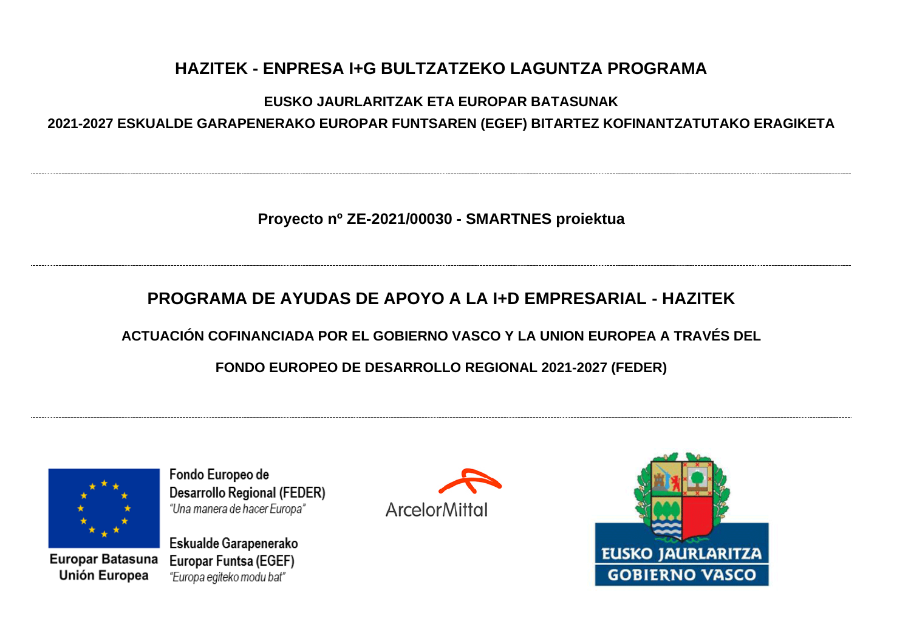## HAZITEK - ENPRESA I+G BULTZATZEKO LAGUNTZA PROGRAMA

**EUSKO JAURLARITZAK ETA EUROPAR BATASUNAK**

**2021-2027 ESKUALDE GARAPENERAKO EUROPAR FUNTSAREN (EGEF) BITARTEZ KOFINANTZATUTAKO ERAGIKETA**

---

**Proyecto nº ZE-2021/00030 - SMARTNES proiektua**

---

## PROGRAMA DE AYUDAS DE APOYO A LA I+D EMPRESARIAL - HAZITEK

**ACTUACIÓN COFINANCIADA POR EL GOBIERNO VASCO Y LA UNION EUROPEA A TRAVÉS DEL**

**FONDO EUROPEO DE DESARROLLO REGIONAL 2021-2027 (FEDER)**

---

Europar Batasuna
Unión Europea

Fondo Europeo de Desarrollo Regional (FEDER)
*"Una manera de hacer Europa"*

Eskualde Garapenerako Europar Funtsa (EGEF)
*"Europa egiteko modu bat"*

ArcelorMittal

EUSKO JAURLARITZA
GOBIERNO VASCO